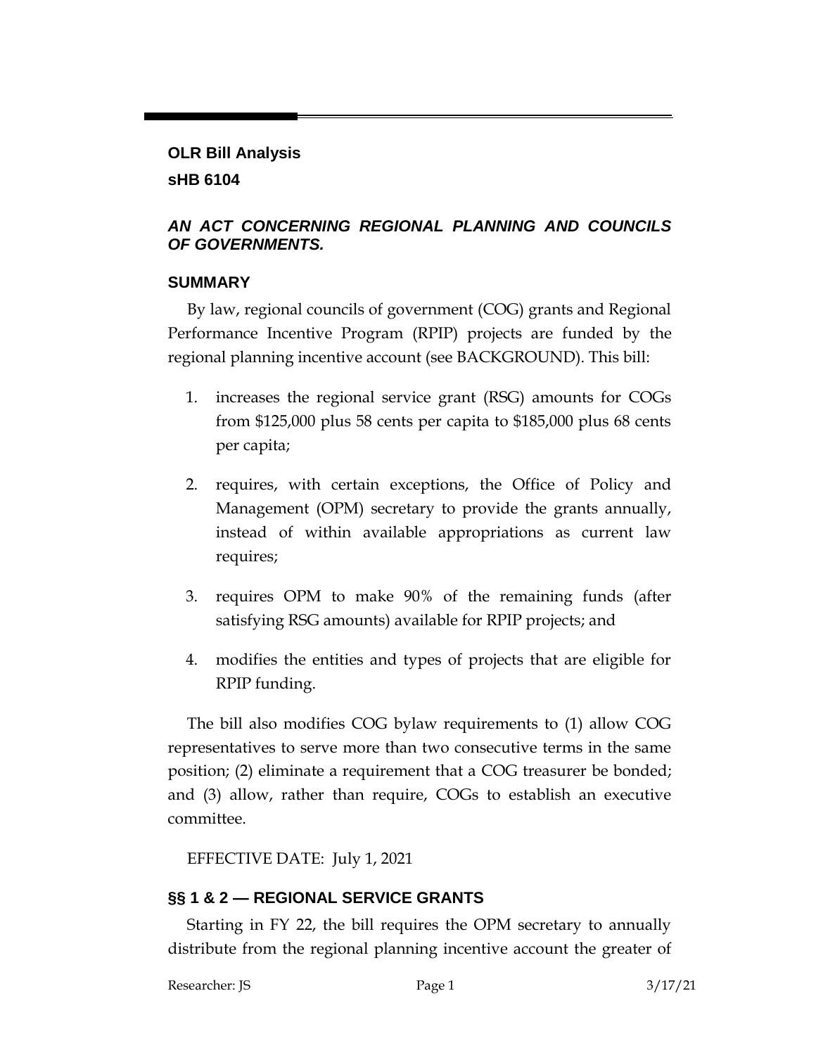**OLR Bill Analysis**

**sHB 6104**

***AN ACT CONCERNING REGIONAL PLANNING AND COUNCILS OF GOVERNMENTS.***

## SUMMARY

By law, regional councils of government (COG) grants and Regional Performance Incentive Program (RPIP) projects are funded by the regional planning incentive account (see BACKGROUND). This bill:

1. increases the regional service grant (RSG) amounts for COGs from $125,000 plus 58 cents per capita to $185,000 plus 68 cents per capita;
2. requires, with certain exceptions, the Office of Policy and Management (OPM) secretary to provide the grants annually, instead of within available appropriations as current law requires;
3. requires OPM to make 90% of the remaining funds (after satisfying RSG amounts) available for RPIP projects; and
4. modifies the entities and types of projects that are eligible for RPIP funding.

The bill also modifies COG bylaw requirements to (1) allow COG representatives to serve more than two consecutive terms in the same position; (2) eliminate a requirement that a COG treasurer be bonded; and (3) allow, rather than require, COGs to establish an executive committee.

EFFECTIVE DATE: July 1, 2021

## §§ 1 & 2 — REGIONAL SERVICE GRANTS

Starting in FY 22, the bill requires the OPM secretary to annually distribute from the regional planning incentive account the greater of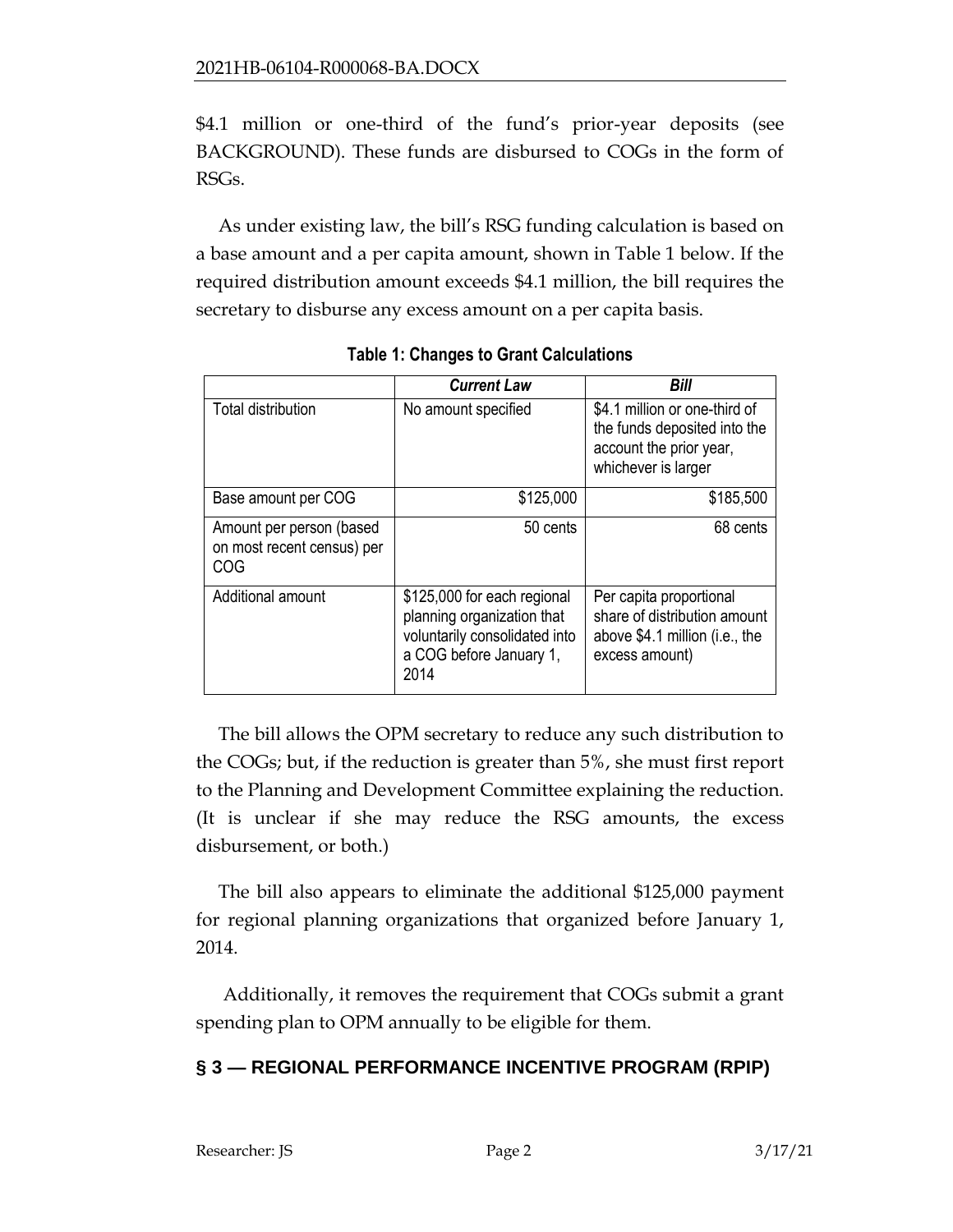$4.1 million or one-third of the fund's prior-year deposits (see BACKGROUND). These funds are disbursed to COGs in the form of RSGs.

As under existing law, the bill's RSG funding calculation is based on a base amount and a per capita amount, shown in Table 1 below. If the required distribution amount exceeds $4.1 million, the bill requires the secretary to disburse any excess amount on a per capita basis.

**Table 1: Changes to Grant Calculations**

| | *Current Law* | *Bill* |
|---|---|---|
| Total distribution | No amount specified | $4.1 million or one-third of the funds deposited into the account the prior year, whichever is larger |
| Base amount per COG | $125,000 | $185,500 |
| Amount per person (based on most recent census) per COG | 50 cents | 68 cents |
| Additional amount | $125,000 for each regional planning organization that voluntarily consolidated into a COG before January 1, 2014 | Per capita proportional share of distribution amount above $4.1 million (i.e., the excess amount) |

The bill allows the OPM secretary to reduce any such distribution to the COGs; but, if the reduction is greater than 5%, she must first report to the Planning and Development Committee explaining the reduction. (It is unclear if she may reduce the RSG amounts, the excess disbursement, or both.)

The bill also appears to eliminate the additional $125,000 payment for regional planning organizations that organized before January 1, 2014.

Additionally, it removes the requirement that COGs submit a grant spending plan to OPM annually to be eligible for them.

## § 3 — REGIONAL PERFORMANCE INCENTIVE PROGRAM (RPIP)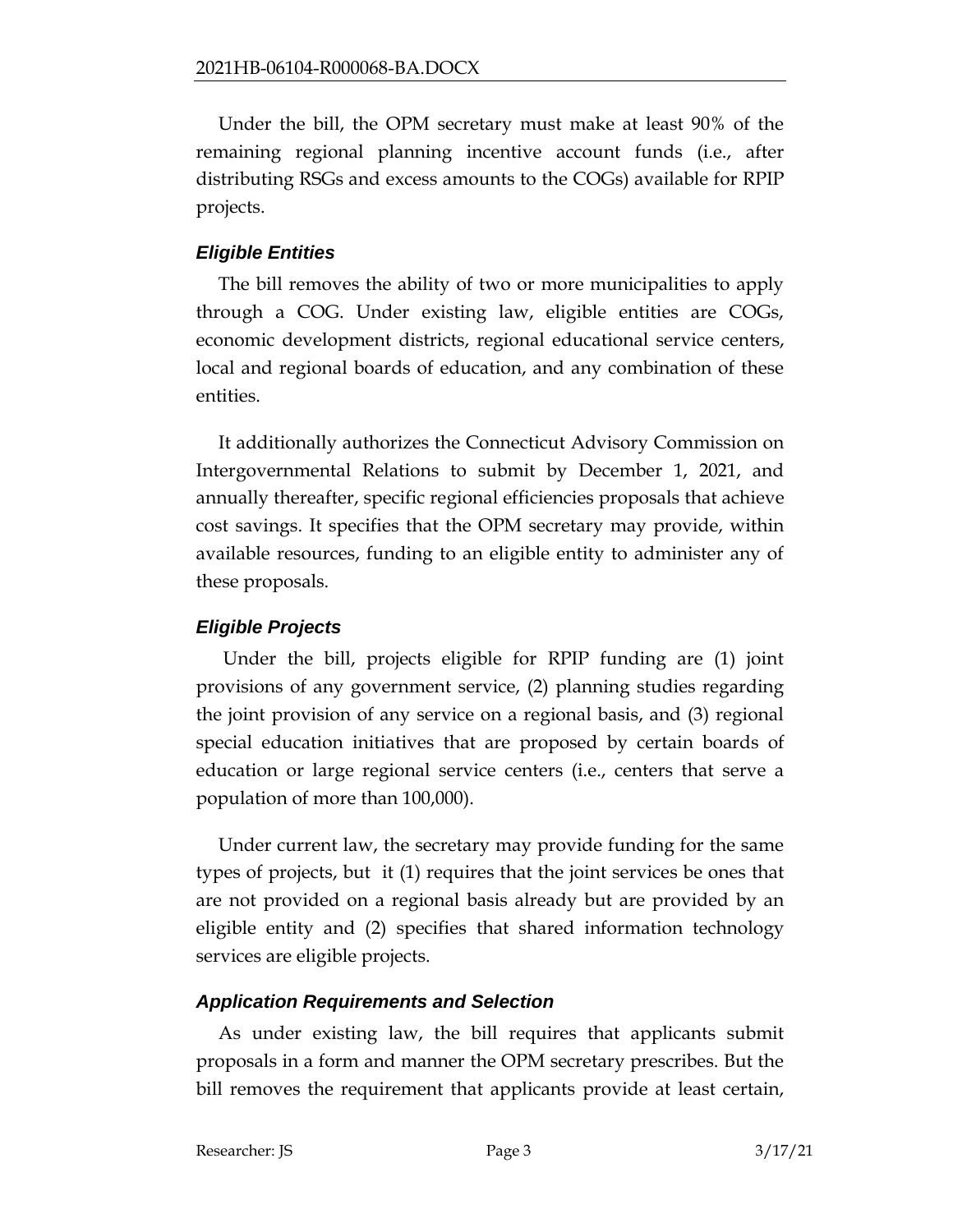Under the bill, the OPM secretary must make at least 90% of the remaining regional planning incentive account funds (i.e., after distributing RSGs and excess amounts to the COGs) available for RPIP projects.

### *Eligible Entities*

The bill removes the ability of two or more municipalities to apply through a COG. Under existing law, eligible entities are COGs, economic development districts, regional educational service centers, local and regional boards of education, and any combination of these entities.

It additionally authorizes the Connecticut Advisory Commission on Intergovernmental Relations to submit by December 1, 2021, and annually thereafter, specific regional efficiencies proposals that achieve cost savings. It specifies that the OPM secretary may provide, within available resources, funding to an eligible entity to administer any of these proposals.

### *Eligible Projects*

Under the bill, projects eligible for RPIP funding are (1) joint provisions of any government service, (2) planning studies regarding the joint provision of any service on a regional basis, and (3) regional special education initiatives that are proposed by certain boards of education or large regional service centers (i.e., centers that serve a population of more than 100,000).

Under current law, the secretary may provide funding for the same types of projects, but it (1) requires that the joint services be ones that are not provided on a regional basis already but are provided by an eligible entity and (2) specifies that shared information technology services are eligible projects.

### *Application Requirements and Selection*

As under existing law, the bill requires that applicants submit proposals in a form and manner the OPM secretary prescribes. But the bill removes the requirement that applicants provide at least certain,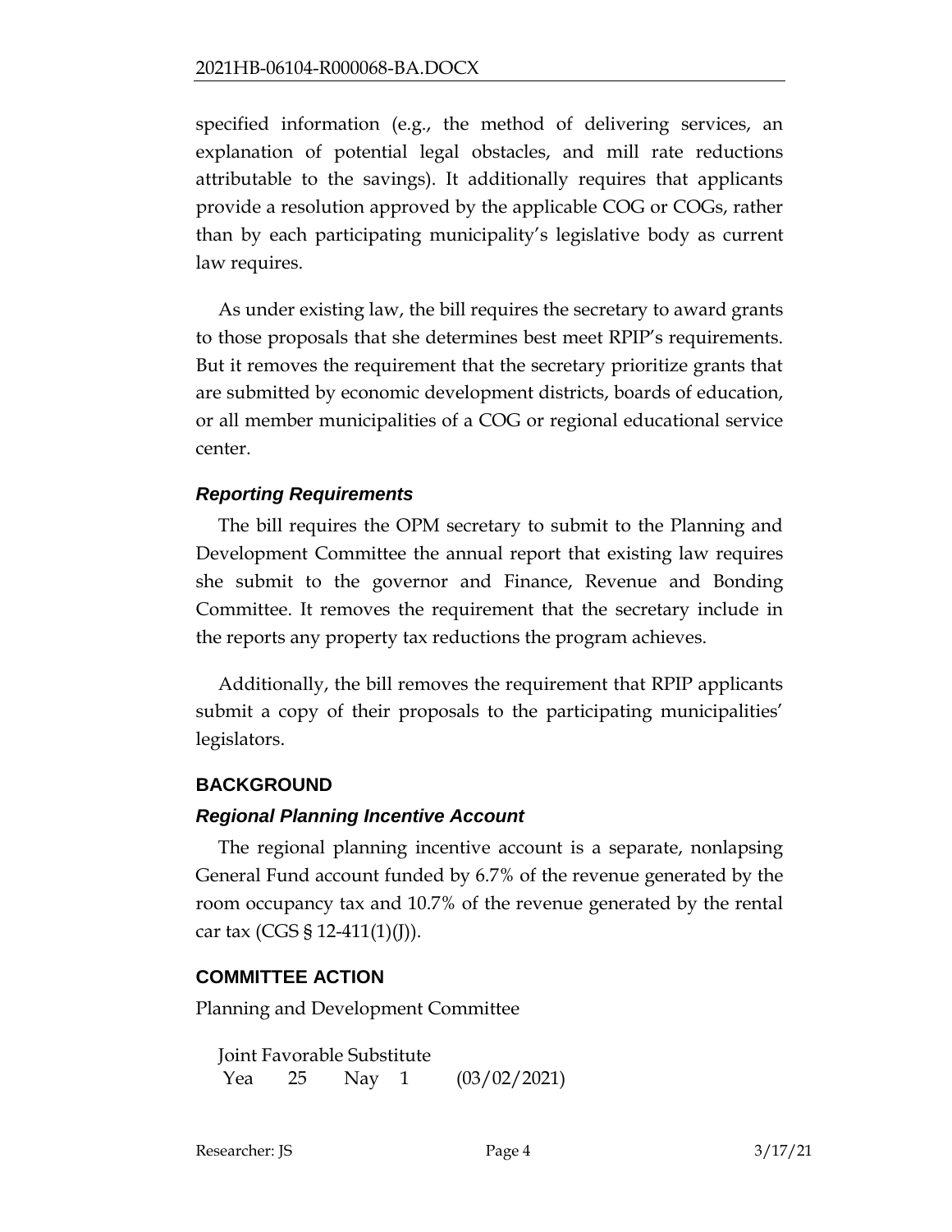specified information (e.g., the method of delivering services, an explanation of potential legal obstacles, and mill rate reductions attributable to the savings). It additionally requires that applicants provide a resolution approved by the applicable COG or COGs, rather than by each participating municipality's legislative body as current law requires.

As under existing law, the bill requires the secretary to award grants to those proposals that she determines best meet RPIP's requirements. But it removes the requirement that the secretary prioritize grants that are submitted by economic development districts, boards of education, or all member municipalities of a COG or regional educational service center.

### *Reporting Requirements*

The bill requires the OPM secretary to submit to the Planning and Development Committee the annual report that existing law requires she submit to the governor and Finance, Revenue and Bonding Committee. It removes the requirement that the secretary include in the reports any property tax reductions the program achieves.

Additionally, the bill removes the requirement that RPIP applicants submit a copy of their proposals to the participating municipalities' legislators.

## BACKGROUND

### *Regional Planning Incentive Account*

The regional planning incentive account is a separate, nonlapsing General Fund account funded by 6.7% of the revenue generated by the room occupancy tax and 10.7% of the revenue generated by the rental car tax (CGS § 12-411(1)(J)).

## COMMITTEE ACTION

Planning and Development Committee

Joint Favorable Substitute
Yea 25 Nay 1 (03/02/2021)